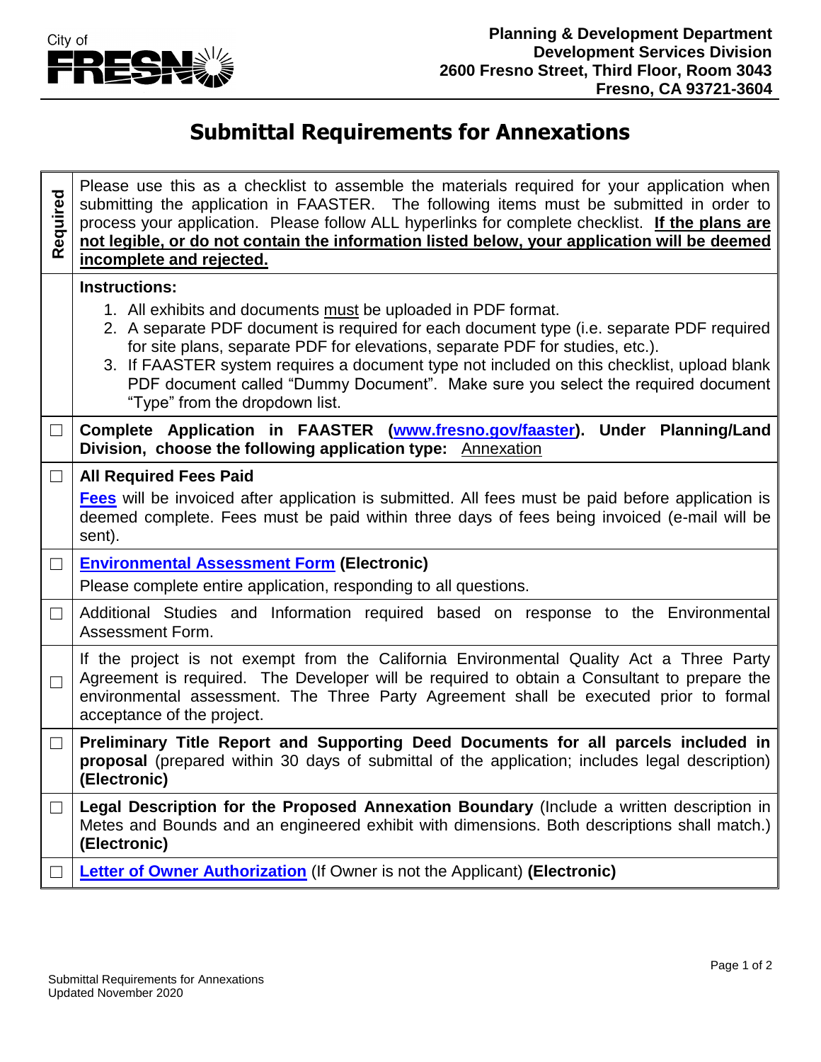City of FRESNO

**Planning & Development Department**
**Development Services Division**
**2600 Fresno Street, Third Floor, Room 3043**
**Fresno, CA 93721-3604**

# Submittal Requirements for Annexations

| Required | |
|---|---|
| | Please use this as a checklist to assemble the materials required for your application when submitting the application in FAASTER. The following items must be submitted in order to process your application. Please follow ALL hyperlinks for complete checklist. **If the plans are not legible, or do not contain the information listed below, your application will be deemed incomplete and rejected.** |
| | **Instructions:** 1. All exhibits and documents must be uploaded in PDF format. 2. A separate PDF document is required for each document type (i.e. separate PDF required for site plans, separate PDF for elevations, separate PDF for studies, etc.). 3. If FAASTER system requires a document type not included on this checklist, upload blank PDF document called "Dummy Document". Make sure you select the required document "Type" from the dropdown list. |
| ☐ | **Complete Application in FAASTER (www.fresno.gov/faaster). Under Planning/Land Division, choose the following application type:** Annexation |
| ☐ | **All Required Fees Paid** Fees will be invoiced after application is submitted. All fees must be paid before application is deemed complete. Fees must be paid within three days of fees being invoiced (e-mail will be sent). |
| ☐ | **Environmental Assessment Form (Electronic)** Please complete entire application, responding to all questions. |
| ☐ | Additional Studies and Information required based on response to the Environmental Assessment Form. |
| ☐ | If the project is not exempt from the California Environmental Quality Act a Three Party Agreement is required. The Developer will be required to obtain a Consultant to prepare the environmental assessment. The Three Party Agreement shall be executed prior to formal acceptance of the project. |
| ☐ | **Preliminary Title Report and Supporting Deed Documents for all parcels included in proposal** (prepared within 30 days of submittal of the application; includes legal description) **(Electronic)** |
| ☐ | **Legal Description for the Proposed Annexation Boundary** (Include a written description in Metes and Bounds and an engineered exhibit with dimensions. Both descriptions shall match.) **(Electronic)** |
| ☐ | **Letter of Owner Authorization** (If Owner is not the Applicant) **(Electronic)** |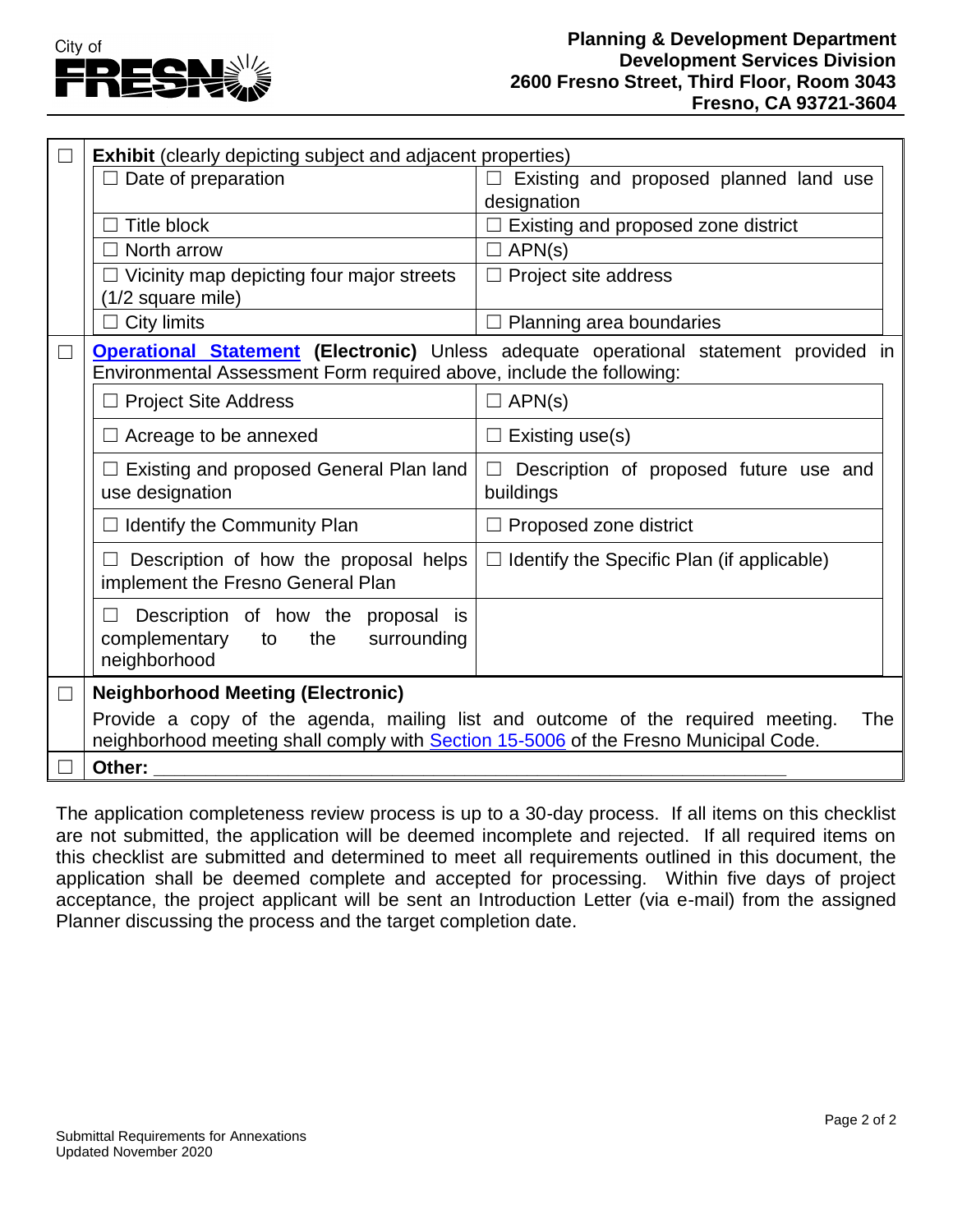| | | | |
|---|---|---|---|
| ☐ | **Exhibit** (clearly depicting subject and adjacent properties) | | |
| | ☐ Date of preparation | ☐ Existing and proposed planned land use designation | |
| | ☐ Title block | ☐ Existing and proposed zone district | |
| | ☐ North arrow | ☐ APN(s) | |
| | ☐ Vicinity map depicting four major streets (1/2 square mile) | ☐ Project site address | |
| | ☐ City limits | ☐ Planning area boundaries | |
| ☐ | **Operational Statement (Electronic)** Unless adequate operational statement provided in Environmental Assessment Form required above, include the following: | | |
| | ☐ Project Site Address | ☐ APN(s) | |
| | ☐ Acreage to be annexed | ☐ Existing use(s) | |
| | ☐ Existing and proposed General Plan land use designation | ☐ Description of proposed future use and buildings | |
| | ☐ Identify the Community Plan | ☐ Proposed zone district | |
| | ☐ Description of how the proposal helps implement the Fresno General Plan | ☐ Identify the Specific Plan (if applicable) | |
| | ☐ Description of how the proposal is complementary to the surrounding neighborhood | | |
| ☐ | **Neighborhood Meeting (Electronic)** Provide a copy of the agenda, mailing list and outcome of the required meeting. The neighborhood meeting shall comply with Section 15-5006 of the Fresno Municipal Code. | | |
| ☐ | **Other:** ______________________________ | | |

The application completeness review process is up to a 30-day process. If all items on this checklist are not submitted, the application will be deemed incomplete and rejected. If all required items on this checklist are submitted and determined to meet all requirements outlined in this document, the application shall be deemed complete and accepted for processing. Within five days of project acceptance, the project applicant will be sent an Introduction Letter (via e-mail) from the assigned Planner discussing the process and the target completion date.